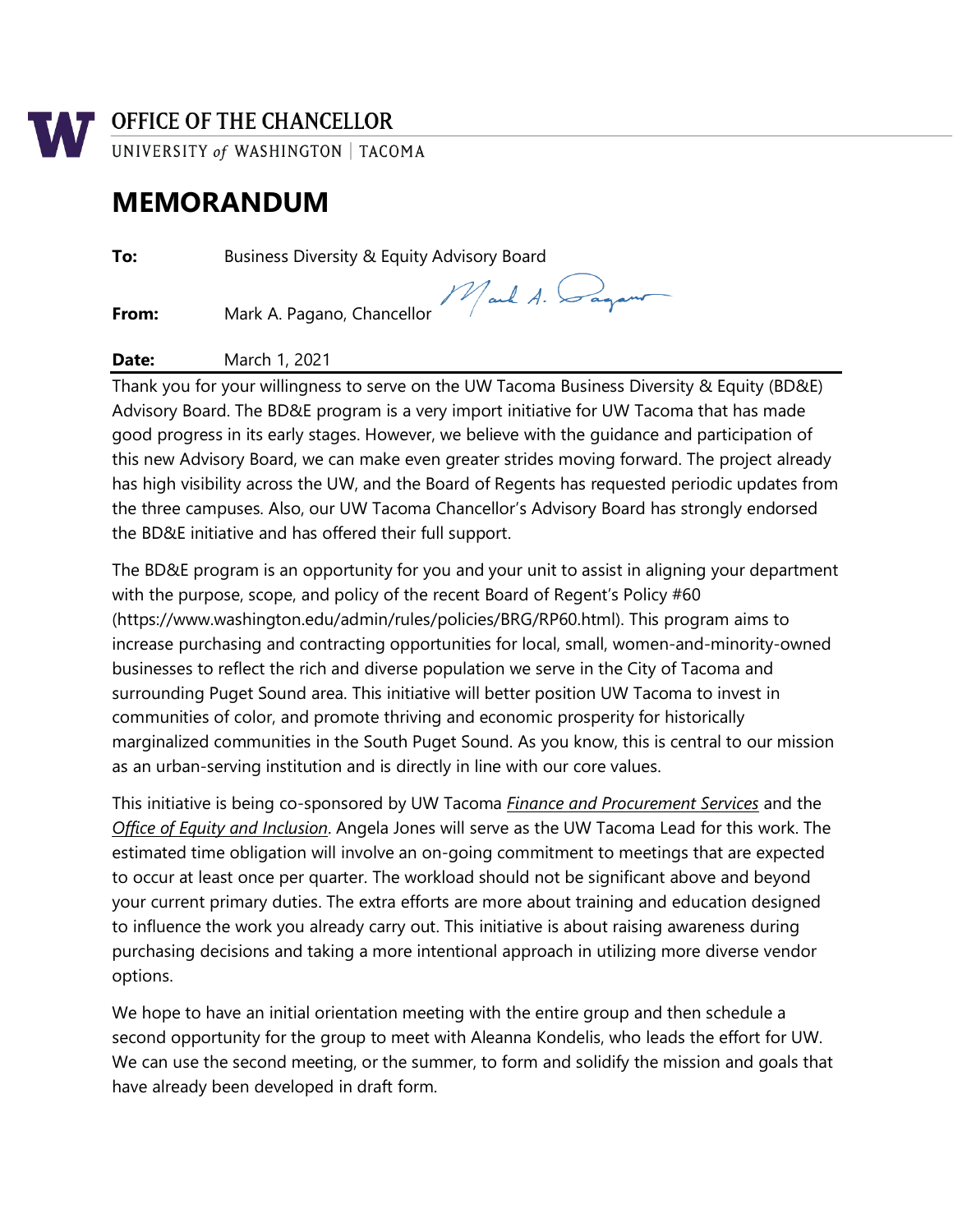# OFFICE OF THE CHANCELLOR

UNIVERSITY of WASHINGTON | TACOMA

# MEMORANDUM

**To:** Business Diversity & Equity Advisory Board

**From:** Mark A. Pagano, Chancellor

**Date:** March 1, 2021

Thank you for your willingness to serve on the UW Tacoma Business Diversity & Equity (BD&E) Advisory Board. The BD&E program is a very import initiative for UW Tacoma that has made good progress in its early stages. However, we believe with the guidance and participation of this new Advisory Board, we can make even greater strides moving forward. The project already has high visibility across the UW, and the Board of Regents has requested periodic updates from the three campuses. Also, our UW Tacoma Chancellor's Advisory Board has strongly endorsed the BD&E initiative and has offered their full support.

The BD&E program is an opportunity for you and your unit to assist in aligning your department with the purpose, scope, and policy of the recent Board of Regent's Policy #60 (https://www.washington.edu/admin/rules/policies/BRG/RP60.html). This program aims to increase purchasing and contracting opportunities for local, small, women-and-minority-owned businesses to reflect the rich and diverse population we serve in the City of Tacoma and surrounding Puget Sound area. This initiative will better position UW Tacoma to invest in communities of color, and promote thriving and economic prosperity for historically marginalized communities in the South Puget Sound. As you know, this is central to our mission as an urban-serving institution and is directly in line with our core values.

This initiative is being co-sponsored by UW Tacoma *Finance and Procurement Services* and the *Office of Equity and Inclusion*. Angela Jones will serve as the UW Tacoma Lead for this work. The estimated time obligation will involve an on-going commitment to meetings that are expected to occur at least once per quarter. The workload should not be significant above and beyond your current primary duties. The extra efforts are more about training and education designed to influence the work you already carry out. This initiative is about raising awareness during purchasing decisions and taking a more intentional approach in utilizing more diverse vendor options.

We hope to have an initial orientation meeting with the entire group and then schedule a second opportunity for the group to meet with Aleanna Kondelis, who leads the effort for UW. We can use the second meeting, or the summer, to form and solidify the mission and goals that have already been developed in draft form.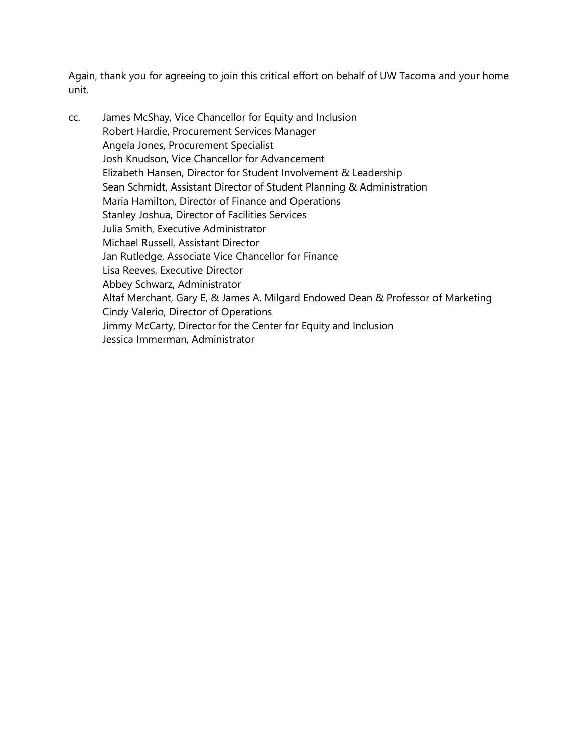Again, thank you for agreeing to join this critical effort on behalf of UW Tacoma and your home unit.

cc. James McShay, Vice Chancellor for Equity and Inclusion
Robert Hardie, Procurement Services Manager
Angela Jones, Procurement Specialist
Josh Knudson, Vice Chancellor for Advancement
Elizabeth Hansen, Director for Student Involvement & Leadership
Sean Schmidt, Assistant Director of Student Planning & Administration
Maria Hamilton, Director of Finance and Operations
Stanley Joshua, Director of Facilities Services
Julia Smith, Executive Administrator
Michael Russell, Assistant Director
Jan Rutledge, Associate Vice Chancellor for Finance
Lisa Reeves, Executive Director
Abbey Schwarz, Administrator
Altaf Merchant, Gary E, & James A. Milgard Endowed Dean & Professor of Marketing
Cindy Valerio, Director of Operations
Jimmy McCarty, Director for the Center for Equity and Inclusion
Jessica Immerman, Administrator